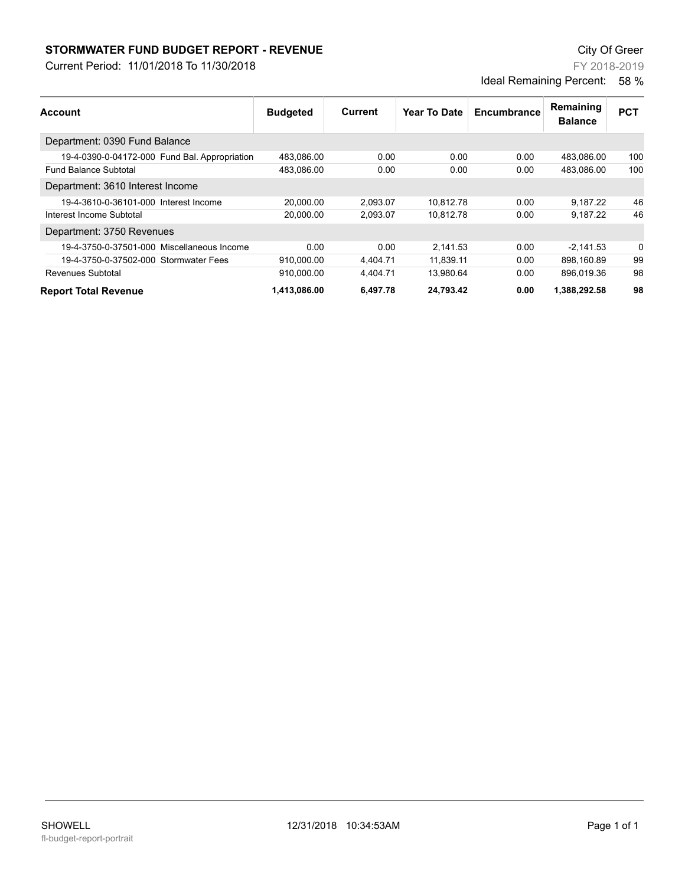# STORMWATER FUND BUDGET REPORT - REVENUE

Current Period: 11/01/2018 To 11/30/2018

City Of Greer

FY 2018-2019

Ideal Remaining Percent: 58 %

| Account | Budgeted | Current | Year To Date | Encumbrance | Remaining Balance | PCT |
|---|---|---|---|---|---|---|
| Department: 0390 Fund Balance | | | | | | |
| 19-4-0390-0-04172-000 Fund Bal. Appropriation | 483,086.00 | 0.00 | 0.00 | 0.00 | 483,086.00 | 100 |
| Fund Balance Subtotal | 483,086.00 | 0.00 | 0.00 | 0.00 | 483,086.00 | 100 |
| Department: 3610 Interest Income | | | | | | |
| 19-4-3610-0-36101-000 Interest Income | 20,000.00 | 2,093.07 | 10,812.78 | 0.00 | 9,187.22 | 46 |
| Interest Income Subtotal | 20,000.00 | 2,093.07 | 10,812.78 | 0.00 | 9,187.22 | 46 |
| Department: 3750 Revenues | | | | | | |
| 19-4-3750-0-37501-000 Miscellaneous Income | 0.00 | 0.00 | 2,141.53 | 0.00 | -2,141.53 | 0 |
| 19-4-3750-0-37502-000 Stormwater Fees | 910,000.00 | 4,404.71 | 11,839.11 | 0.00 | 898,160.89 | 99 |
| Revenues Subtotal | 910,000.00 | 4,404.71 | 13,980.64 | 0.00 | 896,019.36 | 98 |
| **Report Total Revenue** | **1,413,086.00** | **6,497.78** | **24,793.42** | **0.00** | **1,388,292.58** | **98** |

SHOWELL

fl-budget-report-portrait

12/31/2018 10:34:53AM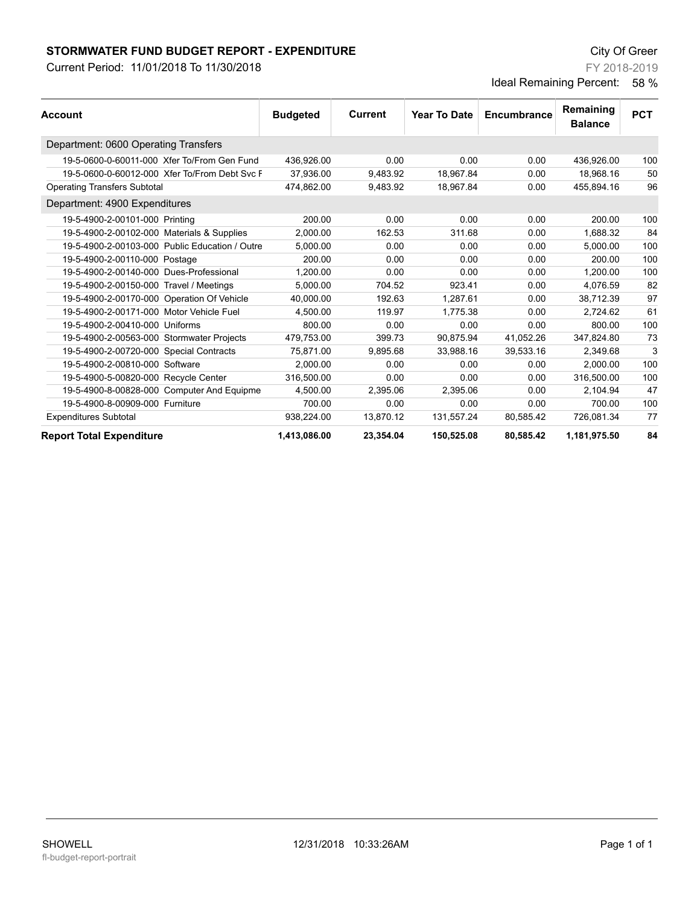# STORMWATER FUND BUDGET REPORT - EXPENDITURE

City Of Greer

Current Period: 11/01/2018 To 11/30/2018

FY 2018-2019

Ideal Remaining Percent: 58 %

| Account | Budgeted | Current | Year To Date | Encumbrance | Remaining Balance | PCT |
|---|---|---|---|---|---|---|
| Department: 0600 Operating Transfers | | | | | | |
| 19-5-0600-0-60011-000 Xfer To/From Gen Fund | 436,926.00 | 0.00 | 0.00 | 0.00 | 436,926.00 | 100 |
| 19-5-0600-0-60012-000 Xfer To/From Debt Svc F | 37,936.00 | 9,483.92 | 18,967.84 | 0.00 | 18,968.16 | 50 |
| Operating Transfers Subtotal | 474,862.00 | 9,483.92 | 18,967.84 | 0.00 | 455,894.16 | 96 |
| Department: 4900 Expenditures | | | | | | |
| 19-5-4900-2-00101-000 Printing | 200.00 | 0.00 | 0.00 | 0.00 | 200.00 | 100 |
| 19-5-4900-2-00102-000 Materials & Supplies | 2,000.00 | 162.53 | 311.68 | 0.00 | 1,688.32 | 84 |
| 19-5-4900-2-00103-000 Public Education / Outre | 5,000.00 | 0.00 | 0.00 | 0.00 | 5,000.00 | 100 |
| 19-5-4900-2-00110-000 Postage | 200.00 | 0.00 | 0.00 | 0.00 | 200.00 | 100 |
| 19-5-4900-2-00140-000 Dues-Professional | 1,200.00 | 0.00 | 0.00 | 0.00 | 1,200.00 | 100 |
| 19-5-4900-2-00150-000 Travel / Meetings | 5,000.00 | 704.52 | 923.41 | 0.00 | 4,076.59 | 82 |
| 19-5-4900-2-00170-000 Operation Of Vehicle | 40,000.00 | 192.63 | 1,287.61 | 0.00 | 38,712.39 | 97 |
| 19-5-4900-2-00171-000 Motor Vehicle Fuel | 4,500.00 | 119.97 | 1,775.38 | 0.00 | 2,724.62 | 61 |
| 19-5-4900-2-00410-000 Uniforms | 800.00 | 0.00 | 0.00 | 0.00 | 800.00 | 100 |
| 19-5-4900-2-00563-000 Stormwater Projects | 479,753.00 | 399.73 | 90,875.94 | 41,052.26 | 347,824.80 | 73 |
| 19-5-4900-2-00720-000 Special Contracts | 75,871.00 | 9,895.68 | 33,988.16 | 39,533.16 | 2,349.68 | 3 |
| 19-5-4900-2-00810-000 Software | 2,000.00 | 0.00 | 0.00 | 0.00 | 2,000.00 | 100 |
| 19-5-4900-5-00820-000 Recycle Center | 316,500.00 | 0.00 | 0.00 | 0.00 | 316,500.00 | 100 |
| 19-5-4900-8-00828-000 Computer And Equipme | 4,500.00 | 2,395.06 | 2,395.06 | 0.00 | 2,104.94 | 47 |
| 19-5-4900-8-00909-000 Furniture | 700.00 | 0.00 | 0.00 | 0.00 | 700.00 | 100 |
| Expenditures Subtotal | 938,224.00 | 13,870.12 | 131,557.24 | 80,585.42 | 726,081.34 | 77 |
| **Report Total Expenditure** | **1,413,086.00** | **23,354.04** | **150,525.08** | **80,585.42** | **1,181,975.50** | **84** |

SHOWELL

fl-budget-report-portrait

12/31/2018 10:33:26AM